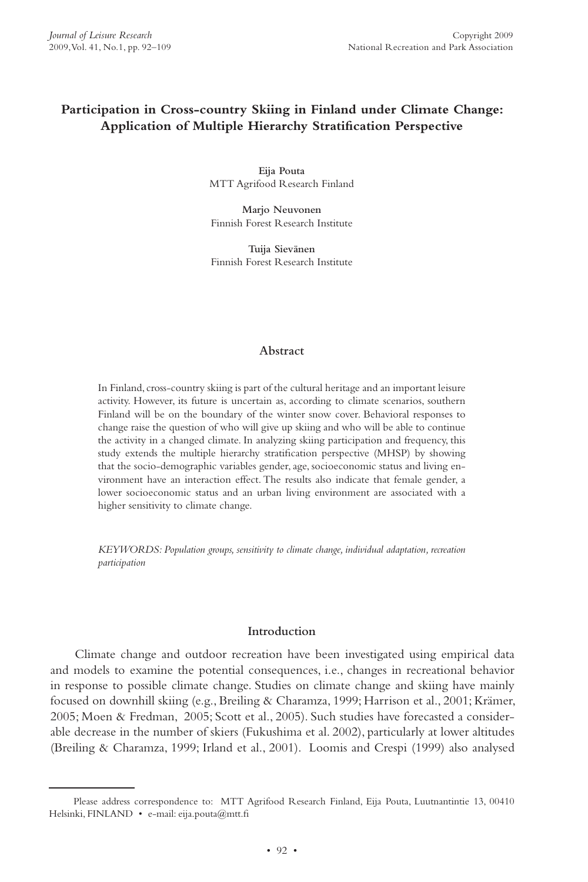# Participation in Cross-country Skiing in Finland under Climate Change: Application of Multiple Hierarchy Stratification Perspective

**Eija Pouta**
MTT Agrifood Research Finland

**Marjo Neuvonen**
Finnish Forest Research Institute

**Tuija Sievänen**
Finnish Forest Research Institute

## Abstract

In Finland, cross-country skiing is part of the cultural heritage and an important leisure activity. However, its future is uncertain as, according to climate scenarios, southern Finland will be on the boundary of the winter snow cover. Behavioral responses to change raise the question of who will give up skiing and who will be able to continue the activity in a changed climate. In analyzing skiing participation and frequency, this study extends the multiple hierarchy stratification perspective (MHSP) by showing that the socio-demographic variables gender, age, socioeconomic status and living environment have an interaction effect. The results also indicate that female gender, a lower socioeconomic status and an urban living environment are associated with a higher sensitivity to climate change.

*KEYWORDS: Population groups, sensitivity to climate change, individual adaptation, recreation participation*

## Introduction

Climate change and outdoor recreation have been investigated using empirical data and models to examine the potential consequences, i.e., changes in recreational behavior in response to possible climate change. Studies on climate change and skiing have mainly focused on downhill skiing (e.g., Breiling & Charamza, 1999; Harrison et al., 2001; Krämer, 2005; Moen & Fredman, 2005; Scott et al., 2005). Such studies have forecasted a considerable decrease in the number of skiers (Fukushima et al. 2002), particularly at lower altitudes (Breiling & Charamza, 1999; Irland et al., 2001). Loomis and Crespi (1999) also analysed

Please address correspondence to: MTT Agrifood Research Finland, Eija Pouta, Luutnantintie 13, 00410 Helsinki, FINLAND • e-mail: eija.pouta@mtt.fi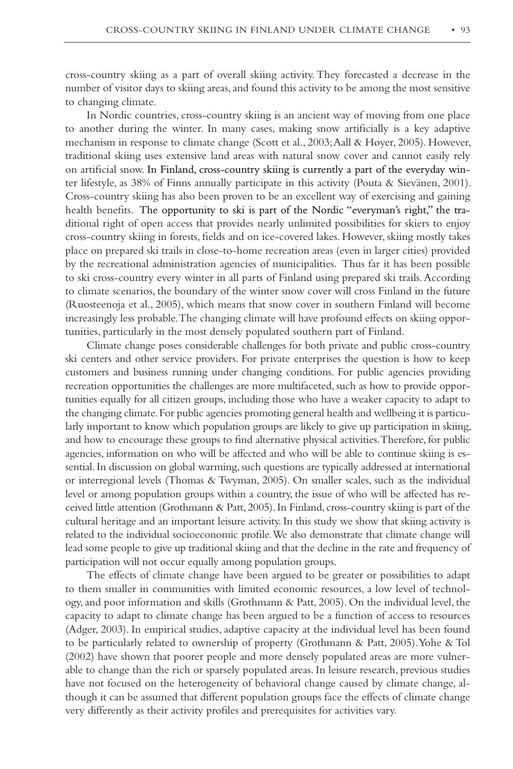cross-country skiing as a part of overall skiing activity. They forecasted a decrease in the number of visitor days to skiing areas, and found this activity to be among the most sensitive to changing climate.

In Nordic countries, cross-country skiing is an ancient way of moving from one place to another during the winter. In many cases, making snow artificially is a key adaptive mechanism in response to climate change (Scott et al., 2003; Aall & Høyer, 2005). However, traditional skiing uses extensive land areas with natural snow cover and cannot easily rely on artificial snow. In Finland, cross-country skiing is currently a part of the everyday winter lifestyle, as 38% of Finns annually participate in this activity (Pouta & Sievänen, 2001). Cross-country skiing has also been proven to be an excellent way of exercising and gaining health benefits. The opportunity to ski is part of the Nordic "everyman's right," the traditional right of open access that provides nearly unlimited possibilities for skiers to enjoy cross-country skiing in forests, fields and on ice-covered lakes. However, skiing mostly takes place on prepared ski trails in close-to-home recreation areas (even in larger cities) provided by the recreational administration agencies of municipalities. Thus far it has been possible to ski cross-country every winter in all parts of Finland using prepared ski trails. According to climate scenarios, the boundary of the winter snow cover will cross Finland in the future (Ruosteenoja et al., 2005), which means that snow cover in southern Finland will become increasingly less probable. The changing climate will have profound effects on skiing opportunities, particularly in the most densely populated southern part of Finland.

Climate change poses considerable challenges for both private and public cross-country ski centers and other service providers. For private enterprises the question is how to keep customers and business running under changing conditions. For public agencies providing recreation opportunities the challenges are more multifaceted, such as how to provide opportunities equally for all citizen groups, including those who have a weaker capacity to adapt to the changing climate. For public agencies promoting general health and wellbeing it is particularly important to know which population groups are likely to give up participation in skiing, and how to encourage these groups to find alternative physical activities. Therefore, for public agencies, information on who will be affected and who will be able to continue skiing is essential. In discussion on global warming, such questions are typically addressed at international or interregional levels (Thomas & Twyman, 2005). On smaller scales, such as the individual level or among population groups within a country, the issue of who will be affected has received little attention (Grothmann & Patt, 2005). In Finland, cross-country skiing is part of the cultural heritage and an important leisure activity. In this study we show that skiing activity is related to the individual socioeconomic profile. We also demonstrate that climate change will lead some people to give up traditional skiing and that the decline in the rate and frequency of participation will not occur equally among population groups.

The effects of climate change have been argued to be greater or possibilities to adapt to them smaller in communities with limited economic resources, a low level of technology, and poor information and skills (Grothmann & Patt, 2005). On the individual level, the capacity to adapt to climate change has been argued to be a function of access to resources (Adger, 2003). In empirical studies, adaptive capacity at the individual level has been found to be particularly related to ownership of property (Grothmann & Patt, 2005). Yohe & Tol (2002) have shown that poorer people and more densely populated areas are more vulnerable to change than the rich or sparsely populated areas. In leisure research, previous studies have not focused on the heterogeneity of behavioral change caused by climate change, although it can be assumed that different population groups face the effects of climate change very differently as their activity profiles and prerequisites for activities vary.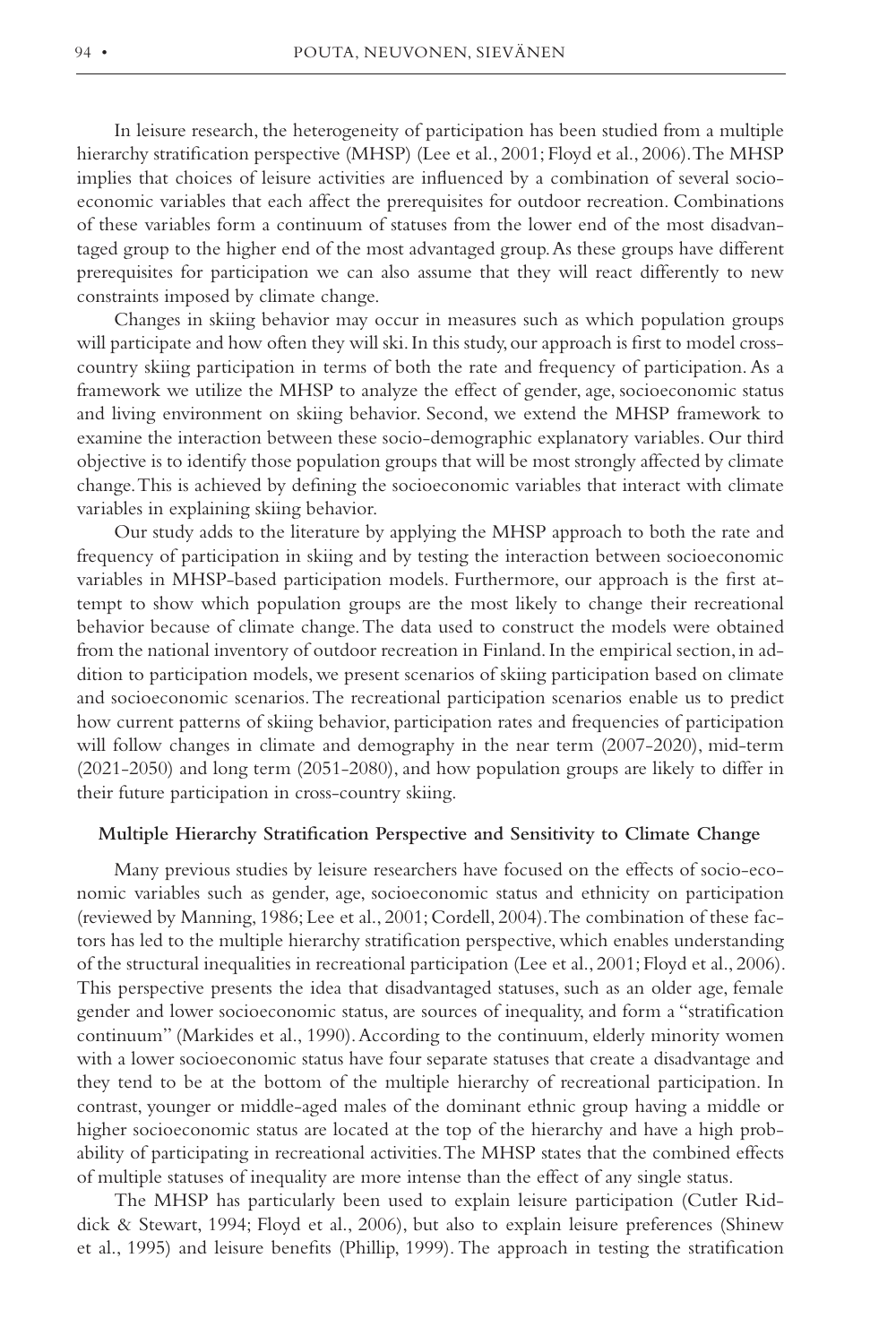In leisure research, the heterogeneity of participation has been studied from a multiple hierarchy stratification perspective (MHSP) (Lee et al., 2001; Floyd et al., 2006). The MHSP implies that choices of leisure activities are influenced by a combination of several socio-economic variables that each affect the prerequisites for outdoor recreation. Combinations of these variables form a continuum of statuses from the lower end of the most disadvantaged group to the higher end of the most advantaged group. As these groups have different prerequisites for participation we can also assume that they will react differently to new constraints imposed by climate change.

Changes in skiing behavior may occur in measures such as which population groups will participate and how often they will ski. In this study, our approach is first to model cross-country skiing participation in terms of both the rate and frequency of participation. As a framework we utilize the MHSP to analyze the effect of gender, age, socioeconomic status and living environment on skiing behavior. Second, we extend the MHSP framework to examine the interaction between these socio-demographic explanatory variables. Our third objective is to identify those population groups that will be most strongly affected by climate change. This is achieved by defining the socioeconomic variables that interact with climate variables in explaining skiing behavior.

Our study adds to the literature by applying the MHSP approach to both the rate and frequency of participation in skiing and by testing the interaction between socioeconomic variables in MHSP-based participation models. Furthermore, our approach is the first attempt to show which population groups are the most likely to change their recreational behavior because of climate change. The data used to construct the models were obtained from the national inventory of outdoor recreation in Finland. In the empirical section, in addition to participation models, we present scenarios of skiing participation based on climate and socioeconomic scenarios. The recreational participation scenarios enable us to predict how current patterns of skiing behavior, participation rates and frequencies of participation will follow changes in climate and demography in the near term (2007-2020), mid-term (2021-2050) and long term (2051-2080), and how population groups are likely to differ in their future participation in cross-country skiing.

## Multiple Hierarchy Stratification Perspective and Sensitivity to Climate Change

Many previous studies by leisure researchers have focused on the effects of socio-economic variables such as gender, age, socioeconomic status and ethnicity on participation (reviewed by Manning, 1986; Lee et al., 2001; Cordell, 2004). The combination of these factors has led to the multiple hierarchy stratification perspective, which enables understanding of the structural inequalities in recreational participation (Lee et al., 2001; Floyd et al., 2006). This perspective presents the idea that disadvantaged statuses, such as an older age, female gender and lower socioeconomic status, are sources of inequality, and form a "stratification continuum" (Markides et al., 1990). According to the continuum, elderly minority women with a lower socioeconomic status have four separate statuses that create a disadvantage and they tend to be at the bottom of the multiple hierarchy of recreational participation. In contrast, younger or middle-aged males of the dominant ethnic group having a middle or higher socioeconomic status are located at the top of the hierarchy and have a high probability of participating in recreational activities. The MHSP states that the combined effects of multiple statuses of inequality are more intense than the effect of any single status.

The MHSP has particularly been used to explain leisure participation (Cutler Riddick & Stewart, 1994; Floyd et al., 2006), but also to explain leisure preferences (Shinew et al., 1995) and leisure benefits (Phillip, 1999). The approach in testing the stratification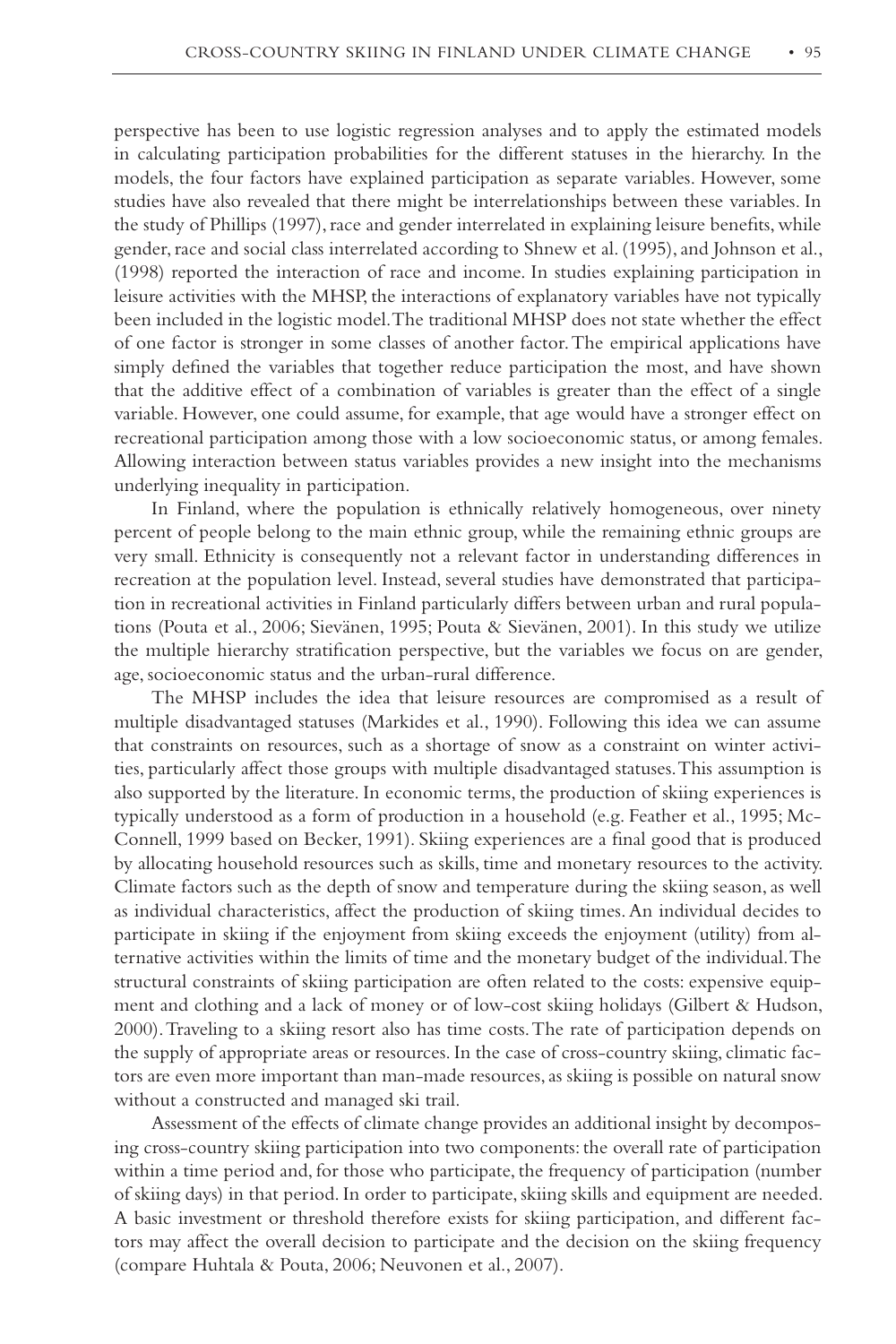perspective has been to use logistic regression analyses and to apply the estimated models in calculating participation probabilities for the different statuses in the hierarchy. In the models, the four factors have explained participation as separate variables. However, some studies have also revealed that there might be interrelationships between these variables. In the study of Phillips (1997), race and gender interrelated in explaining leisure benefits, while gender, race and social class interrelated according to Shnew et al. (1995), and Johnson et al., (1998) reported the interaction of race and income. In studies explaining participation in leisure activities with the MHSP, the interactions of explanatory variables have not typically been included in the logistic model. The traditional MHSP does not state whether the effect of one factor is stronger in some classes of another factor. The empirical applications have simply defined the variables that together reduce participation the most, and have shown that the additive effect of a combination of variables is greater than the effect of a single variable. However, one could assume, for example, that age would have a stronger effect on recreational participation among those with a low socioeconomic status, or among females. Allowing interaction between status variables provides a new insight into the mechanisms underlying inequality in participation.

In Finland, where the population is ethnically relatively homogeneous, over ninety percent of people belong to the main ethnic group, while the remaining ethnic groups are very small. Ethnicity is consequently not a relevant factor in understanding differences in recreation at the population level. Instead, several studies have demonstrated that participation in recreational activities in Finland particularly differs between urban and rural populations (Pouta et al., 2006; Sievänen, 1995; Pouta & Sievänen, 2001). In this study we utilize the multiple hierarchy stratification perspective, but the variables we focus on are gender, age, socioeconomic status and the urban-rural difference.

The MHSP includes the idea that leisure resources are compromised as a result of multiple disadvantaged statuses (Markides et al., 1990). Following this idea we can assume that constraints on resources, such as a shortage of snow as a constraint on winter activities, particularly affect those groups with multiple disadvantaged statuses. This assumption is also supported by the literature. In economic terms, the production of skiing experiences is typically understood as a form of production in a household (e.g. Feather et al., 1995; McConnell, 1999 based on Becker, 1991). Skiing experiences are a final good that is produced by allocating household resources such as skills, time and monetary resources to the activity. Climate factors such as the depth of snow and temperature during the skiing season, as well as individual characteristics, affect the production of skiing times. An individual decides to participate in skiing if the enjoyment from skiing exceeds the enjoyment (utility) from alternative activities within the limits of time and the monetary budget of the individual. The structural constraints of skiing participation are often related to the costs: expensive equipment and clothing and a lack of money or of low-cost skiing holidays (Gilbert & Hudson, 2000). Traveling to a skiing resort also has time costs. The rate of participation depends on the supply of appropriate areas or resources. In the case of cross-country skiing, climatic factors are even more important than man-made resources, as skiing is possible on natural snow without a constructed and managed ski trail.

Assessment of the effects of climate change provides an additional insight by decomposing cross-country skiing participation into two components: the overall rate of participation within a time period and, for those who participate, the frequency of participation (number of skiing days) in that period. In order to participate, skiing skills and equipment are needed. A basic investment or threshold therefore exists for skiing participation, and different factors may affect the overall decision to participate and the decision on the skiing frequency (compare Huhtala & Pouta, 2006; Neuvonen et al., 2007).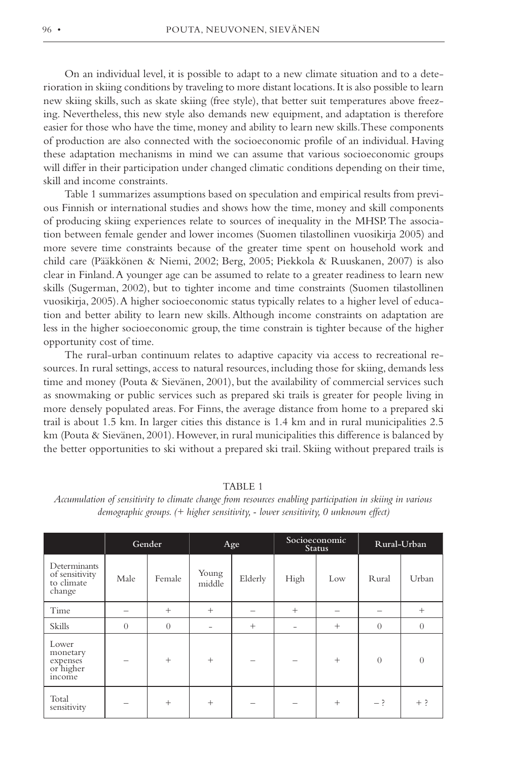On an individual level, it is possible to adapt to a new climate situation and to a deterioration in skiing conditions by traveling to more distant locations. It is also possible to learn new skiing skills, such as skate skiing (free style), that better suit temperatures above freezing. Nevertheless, this new style also demands new equipment, and adaptation is therefore easier for those who have the time, money and ability to learn new skills. These components of production are also connected with the socioeconomic profile of an individual. Having these adaptation mechanisms in mind we can assume that various socioeconomic groups will differ in their participation under changed climatic conditions depending on their time, skill and income constraints.

Table 1 summarizes assumptions based on speculation and empirical results from previous Finnish or international studies and shows how the time, money and skill components of producing skiing experiences relate to sources of inequality in the MHSP. The association between female gender and lower incomes (Suomen tilastollinen vuosikirja 2005) and more severe time constraints because of the greater time spent on household work and child care (Pääkkönen & Niemi, 2002; Berg, 2005; Piekkola & Ruuskanen, 2007) is also clear in Finland. A younger age can be assumed to relate to a greater readiness to learn new skills (Sugerman, 2002), but to tighter income and time constraints (Suomen tilastollinen vuosikirja, 2005). A higher socioeconomic status typically relates to a higher level of education and better ability to learn new skills. Although income constraints on adaptation are less in the higher socioeconomic group, the time constrain is tighter because of the higher opportunity cost of time.

The rural-urban continuum relates to adaptive capacity via access to recreational resources. In rural settings, access to natural resources, including those for skiing, demands less time and money (Pouta & Sievänen, 2001), but the availability of commercial services such as snowmaking or public services such as prepared ski trails is greater for people living in more densely populated areas. For Finns, the average distance from home to a prepared ski trail is about 1.5 km. In larger cities this distance is 1.4 km and in rural municipalities 2.5 km (Pouta & Sievänen, 2001). However, in rural municipalities this difference is balanced by the better opportunities to ski without a prepared ski trail. Skiing without prepared trails is

TABLE 1

*Accumulation of sensitivity to climate change from resources enabling participation in skiing in various demographic groups. (+ higher sensitivity, - lower sensitivity, 0 unknown effect)*

| | Gender | | Age | | Socioeconomic Status | | Rural-Urban | |
|---|---|---|---|---|---|---|---|---|
| Determinants of sensitivity to climate change | Male | Female | Young middle | Elderly | High | Low | Rural | Urban |
| Time | – | + | + | – | + | – | – | + |
| Skills | 0 | 0 | - | + | - | + | 0 | 0 |
| Lower monetary expenses or higher income | – | + | + | – | – | + | 0 | 0 |
| Total sensitivity | – | + | + | – | – | + | – ? | + ? |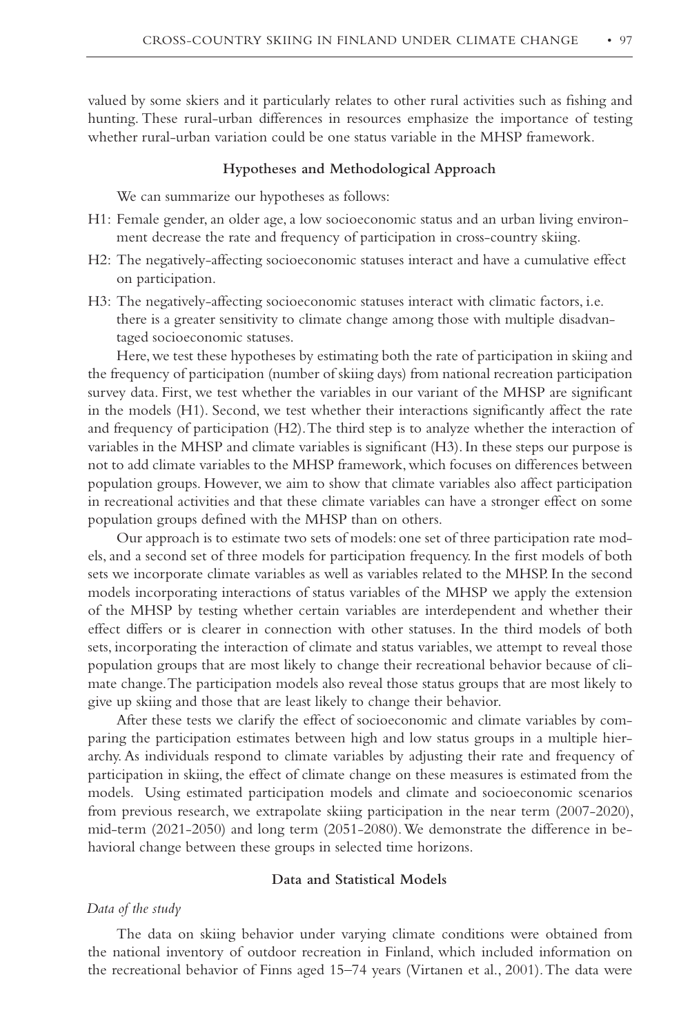valued by some skiers and it particularly relates to other rural activities such as fishing and hunting. These rural-urban differences in resources emphasize the importance of testing whether rural-urban variation could be one status variable in the MHSP framework.

### Hypotheses and Methodological Approach

We can summarize our hypotheses as follows:

H1: Female gender, an older age, a low socioeconomic status and an urban living environment decrease the rate and frequency of participation in cross-country skiing.

H2: The negatively-affecting socioeconomic statuses interact and have a cumulative effect on participation.

H3: The negatively-affecting socioeconomic statuses interact with climatic factors, i.e. there is a greater sensitivity to climate change among those with multiple disadvantaged socioeconomic statuses.

Here, we test these hypotheses by estimating both the rate of participation in skiing and the frequency of participation (number of skiing days) from national recreation participation survey data. First, we test whether the variables in our variant of the MHSP are significant in the models (H1). Second, we test whether their interactions significantly affect the rate and frequency of participation (H2). The third step is to analyze whether the interaction of variables in the MHSP and climate variables is significant (H3). In these steps our purpose is not to add climate variables to the MHSP framework, which focuses on differences between population groups. However, we aim to show that climate variables also affect participation in recreational activities and that these climate variables can have a stronger effect on some population groups defined with the MHSP than on others.

Our approach is to estimate two sets of models: one set of three participation rate models, and a second set of three models for participation frequency. In the first models of both sets we incorporate climate variables as well as variables related to the MHSP. In the second models incorporating interactions of status variables of the MHSP we apply the extension of the MHSP by testing whether certain variables are interdependent and whether their effect differs or is clearer in connection with other statuses. In the third models of both sets, incorporating the interaction of climate and status variables, we attempt to reveal those population groups that are most likely to change their recreational behavior because of climate change. The participation models also reveal those status groups that are most likely to give up skiing and those that are least likely to change their behavior.

After these tests we clarify the effect of socioeconomic and climate variables by comparing the participation estimates between high and low status groups in a multiple hierarchy. As individuals respond to climate variables by adjusting their rate and frequency of participation in skiing, the effect of climate change on these measures is estimated from the models. Using estimated participation models and climate and socioeconomic scenarios from previous research, we extrapolate skiing participation in the near term (2007-2020), mid-term (2021-2050) and long term (2051-2080). We demonstrate the difference in behavioral change between these groups in selected time horizons.

### Data and Statistical Models

*Data of the study*

The data on skiing behavior under varying climate conditions were obtained from the national inventory of outdoor recreation in Finland, which included information on the recreational behavior of Finns aged 15–74 years (Virtanen et al., 2001). The data were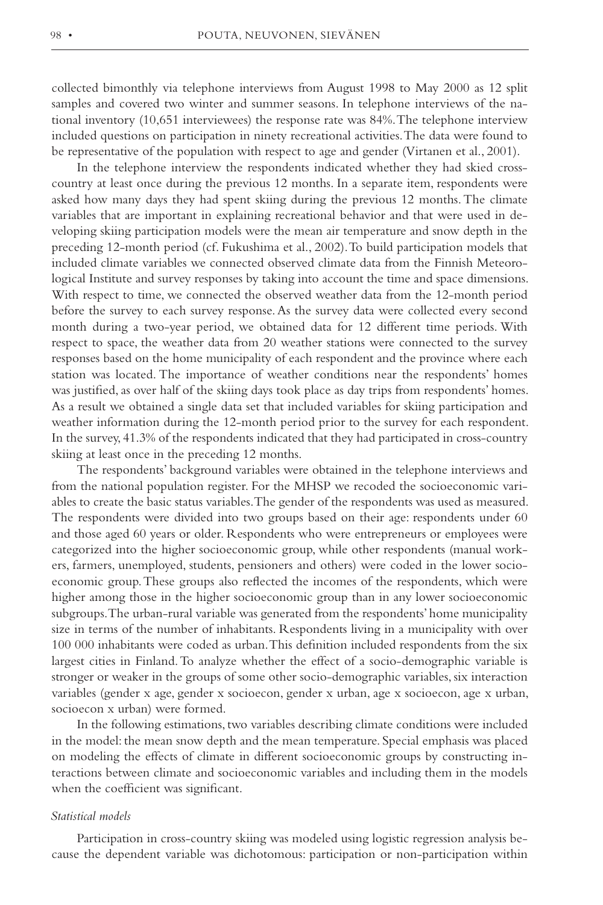collected bimonthly via telephone interviews from August 1998 to May 2000 as 12 split samples and covered two winter and summer seasons. In telephone interviews of the national inventory (10,651 interviewees) the response rate was 84%. The telephone interview included questions on participation in ninety recreational activities. The data were found to be representative of the population with respect to age and gender (Virtanen et al., 2001).

In the telephone interview the respondents indicated whether they had skied cross-country at least once during the previous 12 months. In a separate item, respondents were asked how many days they had spent skiing during the previous 12 months. The climate variables that are important in explaining recreational behavior and that were used in developing skiing participation models were the mean air temperature and snow depth in the preceding 12-month period (cf. Fukushima et al., 2002). To build participation models that included climate variables we connected observed climate data from the Finnish Meteorological Institute and survey responses by taking into account the time and space dimensions. With respect to time, we connected the observed weather data from the 12-month period before the survey to each survey response. As the survey data were collected every second month during a two-year period, we obtained data for 12 different time periods. With respect to space, the weather data from 20 weather stations were connected to the survey responses based on the home municipality of each respondent and the province where each station was located. The importance of weather conditions near the respondents' homes was justified, as over half of the skiing days took place as day trips from respondents' homes. As a result we obtained a single data set that included variables for skiing participation and weather information during the 12-month period prior to the survey for each respondent. In the survey, 41.3% of the respondents indicated that they had participated in cross-country skiing at least once in the preceding 12 months.

The respondents' background variables were obtained in the telephone interviews and from the national population register. For the MHSP we recoded the socioeconomic variables to create the basic status variables. The gender of the respondents was used as measured. The respondents were divided into two groups based on their age: respondents under 60 and those aged 60 years or older. Respondents who were entrepreneurs or employees were categorized into the higher socioeconomic group, while other respondents (manual workers, farmers, unemployed, students, pensioners and others) were coded in the lower socioeconomic group. These groups also reflected the incomes of the respondents, which were higher among those in the higher socioeconomic group than in any lower socioeconomic subgroups. The urban-rural variable was generated from the respondents' home municipality size in terms of the number of inhabitants. Respondents living in a municipality with over 100 000 inhabitants were coded as urban. This definition included respondents from the six largest cities in Finland. To analyze whether the effect of a socio-demographic variable is stronger or weaker in the groups of some other socio-demographic variables, six interaction variables (gender x age, gender x socioecon, gender x urban, age x socioecon, age x urban, socioecon x urban) were formed.

In the following estimations, two variables describing climate conditions were included in the model: the mean snow depth and the mean temperature. Special emphasis was placed on modeling the effects of climate in different socioeconomic groups by constructing interactions between climate and socioeconomic variables and including them in the models when the coefficient was significant.

*Statistical models*

Participation in cross-country skiing was modeled using logistic regression analysis because the dependent variable was dichotomous: participation or non-participation within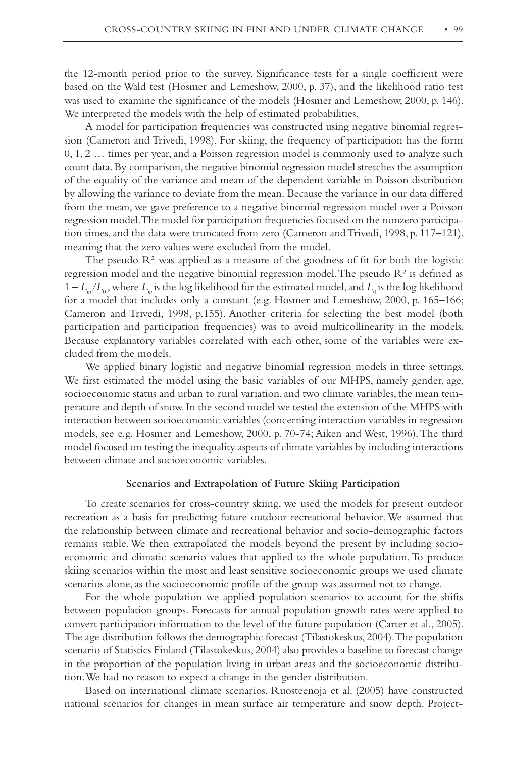the 12-month period prior to the survey. Significance tests for a single coefficient were based on the Wald test (Hosmer and Lemeshow, 2000, p. 37), and the likelihood ratio test was used to examine the significance of the models (Hosmer and Lemeshow, 2000, p. 146). We interpreted the models with the help of estimated probabilities.

A model for participation frequencies was constructed using negative binomial regression (Cameron and Trivedi, 1998). For skiing, the frequency of participation has the form 0, 1, 2 … times per year, and a Poisson regression model is commonly used to analyze such count data. By comparison, the negative binomial regression model stretches the assumption of the equality of the variance and mean of the dependent variable in Poisson distribution by allowing the variance to deviate from the mean. Because the variance in our data differed from the mean, we gave preference to a negative binomial regression model over a Poisson regression model. The model for participation frequencies focused on the nonzero participation times, and the data were truncated from zero (Cameron and Trivedi, 1998, p. 117–121), meaning that the zero values were excluded from the model.

The pseudo $R^2$ was applied as a measure of the goodness of fit for both the logistic regression model and the negative binomial regression model. The pseudo $R^2$ is defined as $1 - L_m/L_0$, where $L_m$ is the log likelihood for the estimated model, and $L_0$ is the log likelihood for a model that includes only a constant (e.g. Hosmer and Lemeshow, 2000, p. 165–166; Cameron and Trivedi, 1998, p.155). Another criteria for selecting the best model (both participation and participation frequencies) was to avoid multicollinearity in the models. Because explanatory variables correlated with each other, some of the variables were excluded from the models.

We applied binary logistic and negative binomial regression models in three settings. We first estimated the model using the basic variables of our MHPS, namely gender, age, socioeconomic status and urban to rural variation, and two climate variables, the mean temperature and depth of snow. In the second model we tested the extension of the MHPS with interaction between socioeconomic variables (concerning interaction variables in regression models, see e.g. Hosmer and Lemeshow, 2000, p. 70-74; Aiken and West, 1996). The third model focused on testing the inequality aspects of climate variables by including interactions between climate and socioeconomic variables.

### Scenarios and Extrapolation of Future Skiing Participation

To create scenarios for cross-country skiing, we used the models for present outdoor recreation as a basis for predicting future outdoor recreational behavior. We assumed that the relationship between climate and recreational behavior and socio-demographic factors remains stable. We then extrapolated the models beyond the present by including socioeconomic and climatic scenario values that applied to the whole population. To produce skiing scenarios within the most and least sensitive socioeconomic groups we used climate scenarios alone, as the socioeconomic profile of the group was assumed not to change.

For the whole population we applied population scenarios to account for the shifts between population groups. Forecasts for annual population growth rates were applied to convert participation information to the level of the future population (Carter et al., 2005). The age distribution follows the demographic forecast (Tilastokeskus, 2004). The population scenario of Statistics Finland (Tilastokeskus, 2004) also provides a baseline to forecast change in the proportion of the population living in urban areas and the socioeconomic distribution. We had no reason to expect a change in the gender distribution.

Based on international climate scenarios, Ruosteenoja et al. (2005) have constructed national scenarios for changes in mean surface air temperature and snow depth. Project-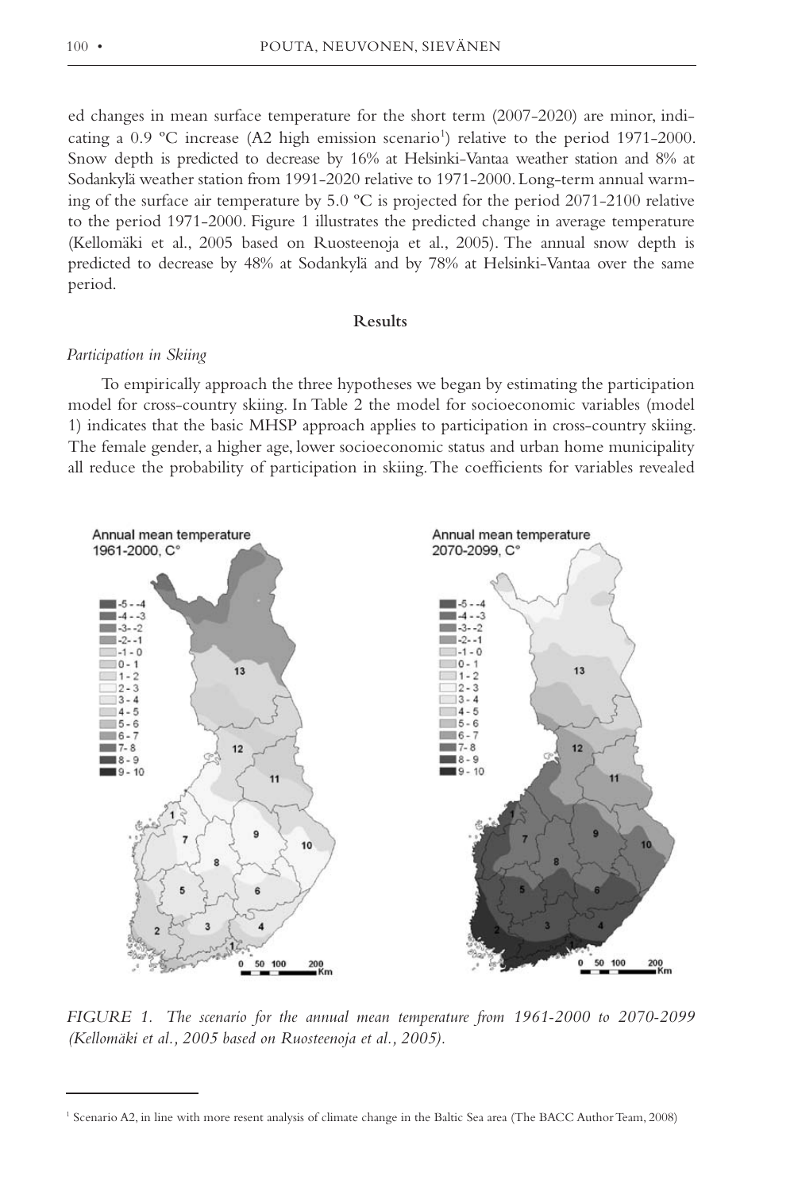ed changes in mean surface temperature for the short term (2007-2020) are minor, indicating a 0.9 ºC increase (A2 high emission scenario[1]) relative to the period 1971-2000. Snow depth is predicted to decrease by 16% at Helsinki-Vantaa weather station and 8% at Sodankylä weather station from 1991-2020 relative to 1971-2000. Long-term annual warming of the surface air temperature by 5.0 ºC is projected for the period 2071-2100 relative to the period 1971-2000. Figure 1 illustrates the predicted change in average temperature (Kellomäki et al., 2005 based on Ruosteenoja et al., 2005). The annual snow depth is predicted to decrease by 48% at Sodankylä and by 78% at Helsinki-Vantaa over the same period.

## Results

### *Participation in Skiing*

To empirically approach the three hypotheses we began by estimating the participation model for cross-country skiing. In Table 2 the model for socioeconomic variables (model 1) indicates that the basic MHSP approach applies to participation in cross-country skiing. The female gender, a higher age, lower socioeconomic status and urban home municipality all reduce the probability of participation in skiing. The coefficients for variables revealed

*FIGURE 1. The scenario for the annual mean temperature from 1961-2000 to 2070-2099 (Kellomäki et al., 2005 based on Ruosteenoja et al., 2005).*

[1] Scenario A2, in line with more resent analysis of climate change in the Baltic Sea area (The BACC Author Team, 2008)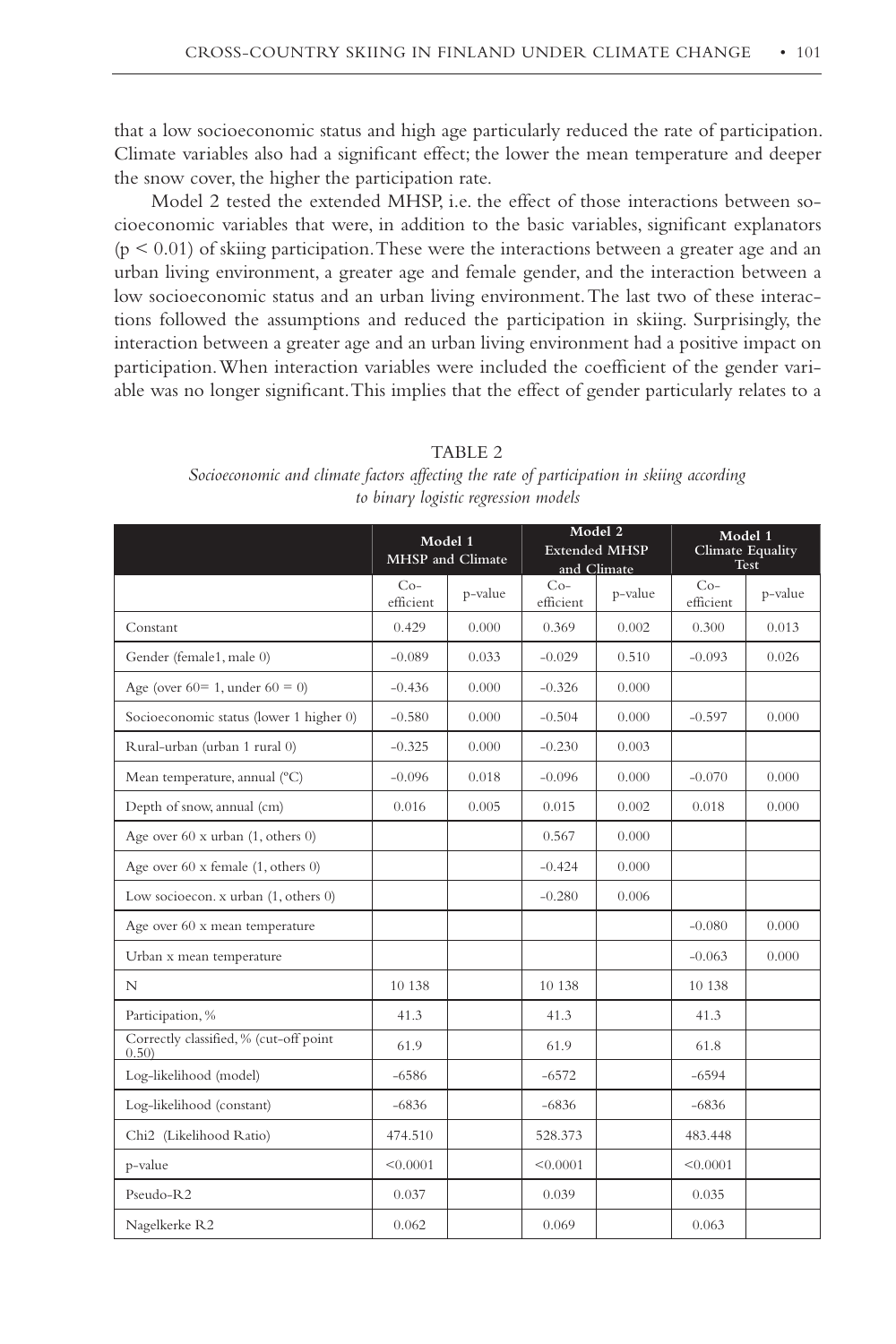that a low socioeconomic status and high age particularly reduced the rate of participation. Climate variables also had a significant effect; the lower the mean temperature and deeper the snow cover, the higher the participation rate.

Model 2 tested the extended MHSP, i.e. the effect of those interactions between socioeconomic variables that were, in addition to the basic variables, significant explanators ($p < 0.01$) of skiing participation. These were the interactions between a greater age and an urban living environment, a greater age and female gender, and the interaction between a low socioeconomic status and an urban living environment. The last two of these interactions followed the assumptions and reduced the participation in skiing. Surprisingly, the interaction between a greater age and an urban living environment had a positive impact on participation. When interaction variables were included the coefficient of the gender variable was no longer significant. This implies that the effect of gender particularly relates to a

TABLE 2

*Socioeconomic and climate factors affecting the rate of participation in skiing according to binary logistic regression models*

| | Model 1 MHSP and Climate | | Model 2 Extended MHSP and Climate | | Model 1 Climate Equality Test | |
|---|---|---|---|---|---|---|
| | Co-efficient | p-value | Co-efficient | p-value | Co-efficient | p-value |
| Constant | 0.429 | 0.000 | 0.369 | 0.002 | 0.300 | 0.013 |
| Gender (female1, male 0) | -0.089 | 0.033 | -0.029 | 0.510 | -0.093 | 0.026 |
| Age (over 60= 1, under 60 = 0) | -0.436 | 0.000 | -0.326 | 0.000 | | |
| Socioeconomic status (lower 1 higher 0) | -0.580 | 0.000 | -0.504 | 0.000 | -0.597 | 0.000 |
| Rural-urban (urban 1 rural 0) | -0.325 | 0.000 | -0.230 | 0.003 | | |
| Mean temperature, annual (ºC) | -0.096 | 0.018 | -0.096 | 0.000 | -0.070 | 0.000 |
| Depth of snow, annual (cm) | 0.016 | 0.005 | 0.015 | 0.002 | 0.018 | 0.000 |
| Age over 60 x urban (1, others 0) | | | 0.567 | 0.000 | | |
| Age over 60 x female (1, others 0) | | | -0.424 | 0.000 | | |
| Low socioecon. x urban (1, others 0) | | | -0.280 | 0.006 | | |
| Age over 60 x mean temperature | | | | | -0.080 | 0.000 |
| Urban x mean temperature | | | | | -0.063 | 0.000 |
| N | 10 138 | | 10 138 | | 10 138 | |
| Participation, % | 41.3 | | 41.3 | | 41.3 | |
| Correctly classified, % (cut-off point 0.50) | 61.9 | | 61.9 | | 61.8 | |
| Log-likelihood (model) | -6586 | | -6572 | | -6594 | |
| Log-likelihood (constant) | -6836 | | -6836 | | -6836 | |
| Chi2 (Likelihood Ratio) | 474.510 | | 528.373 | | 483.448 | |
| p-value | <0.0001 | | <0.0001 | | <0.0001 | |
| Pseudo-R2 | 0.037 | | 0.039 | | 0.035 | |
| Nagelkerke R2 | 0.062 | | 0.069 | | 0.063 | |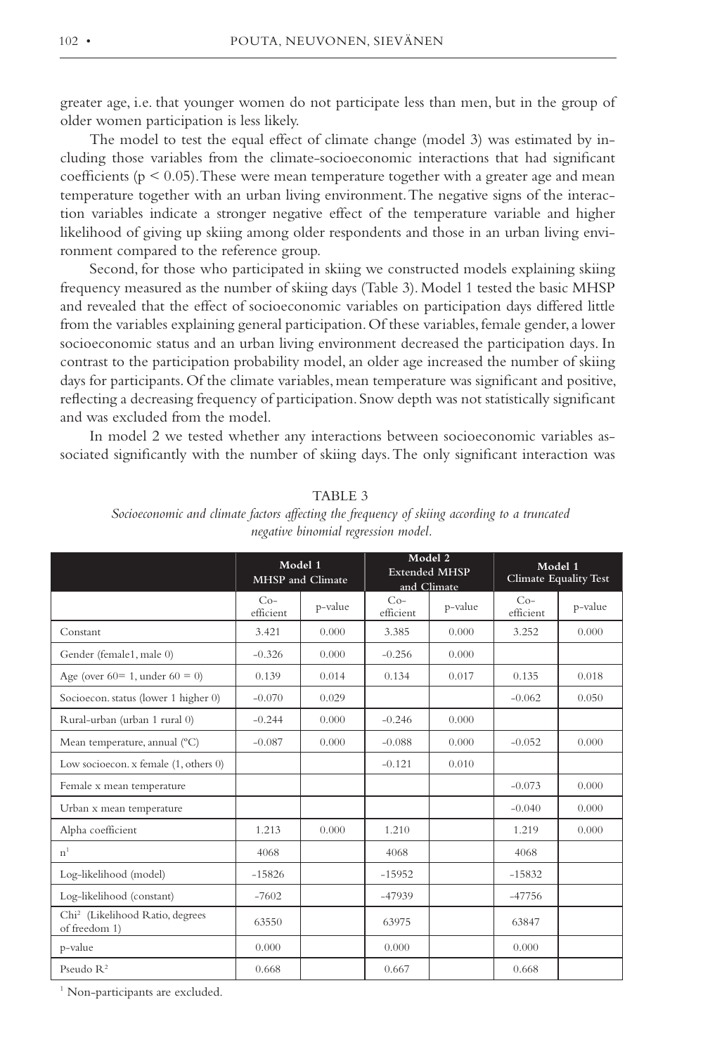greater age, i.e. that younger women do not participate less than men, but in the group of older women participation is less likely.

The model to test the equal effect of climate change (model 3) was estimated by including those variables from the climate-socioeconomic interactions that had significant coefficients ($p < 0.05$). These were mean temperature together with a greater age and mean temperature together with an urban living environment. The negative signs of the interaction variables indicate a stronger negative effect of the temperature variable and higher likelihood of giving up skiing among older respondents and those in an urban living environment compared to the reference group.

Second, for those who participated in skiing we constructed models explaining skiing frequency measured as the number of skiing days (Table 3). Model 1 tested the basic MHSP and revealed that the effect of socioeconomic variables on participation days differed little from the variables explaining general participation. Of these variables, female gender, a lower socioeconomic status and an urban living environment decreased the participation days. In contrast to the participation probability model, an older age increased the number of skiing days for participants. Of the climate variables, mean temperature was significant and positive, reflecting a decreasing frequency of participation. Snow depth was not statistically significant and was excluded from the model.

In model 2 we tested whether any interactions between socioeconomic variables associated significantly with the number of skiing days. The only significant interaction was

TABLE 3

*Socioeconomic and climate factors affecting the frequency of skiing according to a truncated negative binomial regression model.*

| | **Model 1** MHSP and Climate | | **Model 2** Extended MHSP and Climate | | **Model 1** Climate Equality Test | |
|---|---|---|---|---|---|---|
| | Co-efficient | p-value | Co-efficient | p-value | Co-efficient | p-value |
| Constant | 3.421 | 0.000 | 3.385 | 0.000 | 3.252 | 0.000 |
| Gender (female1, male 0) | -0.326 | 0.000 | -0.256 | 0.000 | | |
| Age (over 60= 1, under 60 = 0) | 0.139 | 0.014 | 0.134 | 0.017 | 0.135 | 0.018 |
| Socioecon. status (lower 1 higher 0) | -0.070 | 0.029 | | | -0.062 | 0.050 |
| Rural-urban (urban 1 rural 0) | -0.244 | 0.000 | -0.246 | 0.000 | | |
| Mean temperature, annual (ºC) | -0.087 | 0.000 | -0.088 | 0.000 | -0.052 | 0.000 |
| Low socioecon. x female (1, others 0) | | | -0.121 | 0.010 | | |
| Female x mean temperature | | | | | -0.073 | 0.000 |
| Urban x mean temperature | | | | | -0.040 | 0.000 |
| Alpha coefficient | 1.213 | 0.000 | 1.210 | | 1.219 | 0.000 |
| n[1] | 4068 | | 4068 | | 4068 | |
| Log-likelihood (model) | -15826 | | -15952 | | -15832 | |
| Log-likelihood (constant) | -7602 | | -47939 | | -47756 | |
| $Chi^2$ (Likelihood Ratio, degrees of freedom 1) | 63550 | | 63975 | | 63847 | |
| p-value | 0.000 | | 0.000 | | 0.000 | |
| Pseudo $R^2$ | 0.668 | | 0.667 | | 0.668 | |

[1] Non-participants are excluded.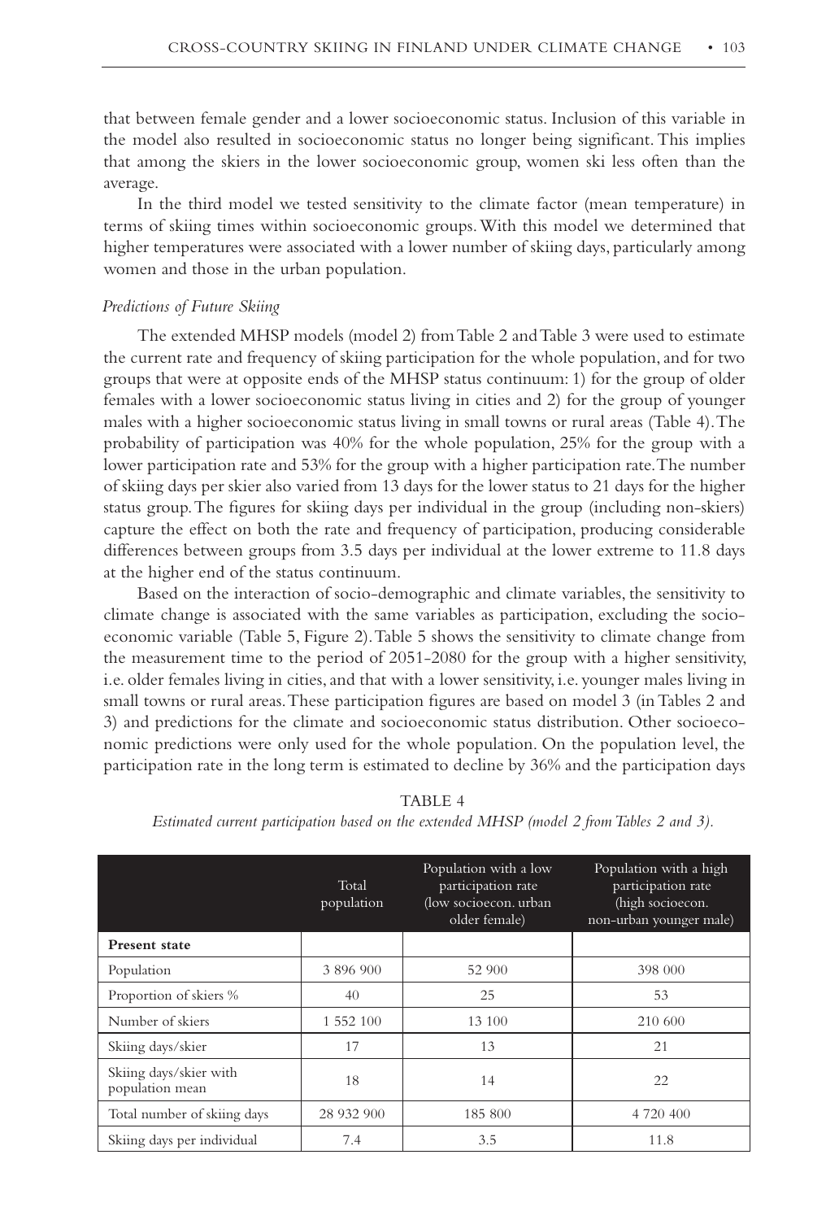that between female gender and a lower socioeconomic status. Inclusion of this variable in the model also resulted in socioeconomic status no longer being significant. This implies that among the skiers in the lower socioeconomic group, women ski less often than the average.

In the third model we tested sensitivity to the climate factor (mean temperature) in terms of skiing times within socioeconomic groups. With this model we determined that higher temperatures were associated with a lower number of skiing days, particularly among women and those in the urban population.

*Predictions of Future Skiing*

The extended MHSP models (model 2) from Table 2 and Table 3 were used to estimate the current rate and frequency of skiing participation for the whole population, and for two groups that were at opposite ends of the MHSP status continuum: 1) for the group of older females with a lower socioeconomic status living in cities and 2) for the group of younger males with a higher socioeconomic status living in small towns or rural areas (Table 4). The probability of participation was 40% for the whole population, 25% for the group with a lower participation rate and 53% for the group with a higher participation rate. The number of skiing days per skier also varied from 13 days for the lower status to 21 days for the higher status group. The figures for skiing days per individual in the group (including non-skiers) capture the effect on both the rate and frequency of participation, producing considerable differences between groups from 3.5 days per individual at the lower extreme to 11.8 days at the higher end of the status continuum.

Based on the interaction of socio-demographic and climate variables, the sensitivity to climate change is associated with the same variables as participation, excluding the socio-economic variable (Table 5, Figure 2). Table 5 shows the sensitivity to climate change from the measurement time to the period of 2051-2080 for the group with a higher sensitivity, i.e. older females living in cities, and that with a lower sensitivity, i.e. younger males living in small towns or rural areas. These participation figures are based on model 3 (in Tables 2 and 3) and predictions for the climate and socioeconomic status distribution. Other socioeconomic predictions were only used for the whole population. On the population level, the participation rate in the long term is estimated to decline by 36% and the participation days

TABLE 4

*Estimated current participation based on the extended MHSP (model 2 from Tables 2 and 3).*

| | Total population | Population with a low participation rate (low socioecon. urban older female) | Population with a high participation rate (high socioecon. non-urban younger male) |
|---|---|---|---|
| **Present state** | | | |
| Population | 3 896 900 | 52 900 | 398 000 |
| Proportion of skiers % | 40 | 25 | 53 |
| Number of skiers | 1 552 100 | 13 100 | 210 600 |
| Skiing days/skier | 17 | 13 | 21 |
| Skiing days/skier with population mean | 18 | 14 | 22 |
| Total number of skiing days | 28 932 900 | 185 800 | 4 720 400 |
| Skiing days per individual | 7.4 | 3.5 | 11.8 |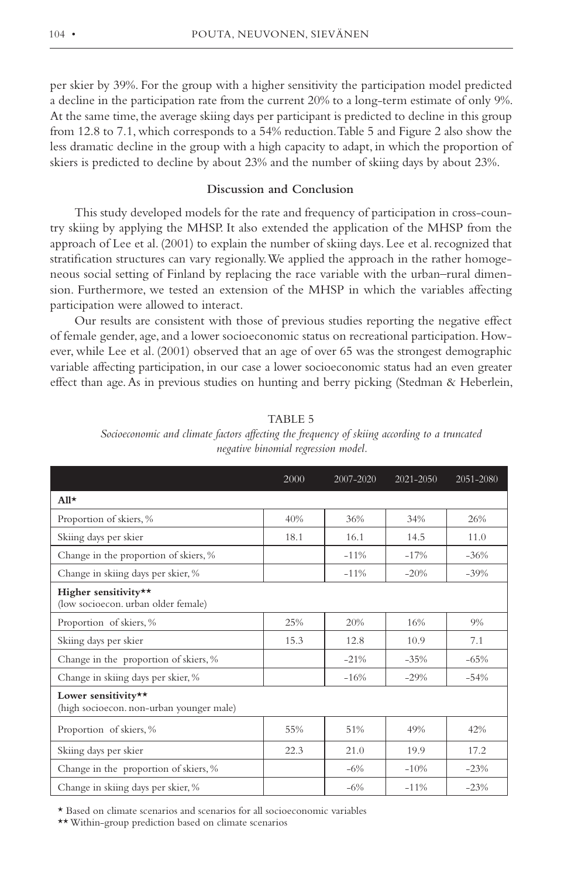per skier by 39%. For the group with a higher sensitivity the participation model predicted a decline in the participation rate from the current 20% to a long-term estimate of only 9%. At the same time, the average skiing days per participant is predicted to decline in this group from 12.8 to 7.1, which corresponds to a 54% reduction. Table 5 and Figure 2 also show the less dramatic decline in the group with a high capacity to adapt, in which the proportion of skiers is predicted to decline by about 23% and the number of skiing days by about 23%.

## Discussion and Conclusion

This study developed models for the rate and frequency of participation in cross-country skiing by applying the MHSP. It also extended the application of the MHSP from the approach of Lee et al. (2001) to explain the number of skiing days. Lee et al. recognized that stratification structures can vary regionally. We applied the approach in the rather homogeneous social setting of Finland by replacing the race variable with the urban–rural dimension. Furthermore, we tested an extension of the MHSP in which the variables affecting participation were allowed to interact.

Our results are consistent with those of previous studies reporting the negative effect of female gender, age, and a lower socioeconomic status on recreational participation. However, while Lee et al. (2001) observed that an age of over 65 was the strongest demographic variable affecting participation, in our case a lower socioeconomic status had an even greater effect than age. As in previous studies on hunting and berry picking (Stedman & Heberlein,

TABLE 5

*Socioeconomic and climate factors affecting the frequency of skiing according to a truncated negative binomial regression model.*

| | 2000 | 2007-2020 | 2021-2050 | 2051-2080 |
|---|---|---|---|---|
| **All*** | | | | |
| Proportion of skiers, % | 40% | 36% | 34% | 26% |
| Skiing days per skier | 18.1 | 16.1 | 14.5 | 11.0 |
| Change in the proportion of skiers, % | | -11% | -17% | -36% |
| Change in skiing days per skier, % | | -11% | -20% | -39% |
| **Higher sensitivity**** (low socioecon. urban older female) | | | | |
| Proportion of skiers, % | 25% | 20% | 16% | 9% |
| Skiing days per skier | 15.3 | 12.8 | 10.9 | 7.1 |
| Change in the proportion of skiers, % | | -21% | -35% | -65% |
| Change in skiing days per skier, % | | -16% | -29% | -54% |
| **Lower sensitivity**** (high socioecon. non-urban younger male) | | | | |
| Proportion of skiers, % | 55% | 51% | 49% | 42% |
| Skiing days per skier | 22.3 | 21.0 | 19.9 | 17.2 |
| Change in the proportion of skiers, % | | -6% | -10% | -23% |
| Change in skiing days per skier, % | | -6% | -11% | -23% |

* Based on climate scenarios and scenarios for all socioeconomic variables

** Within-group prediction based on climate scenarios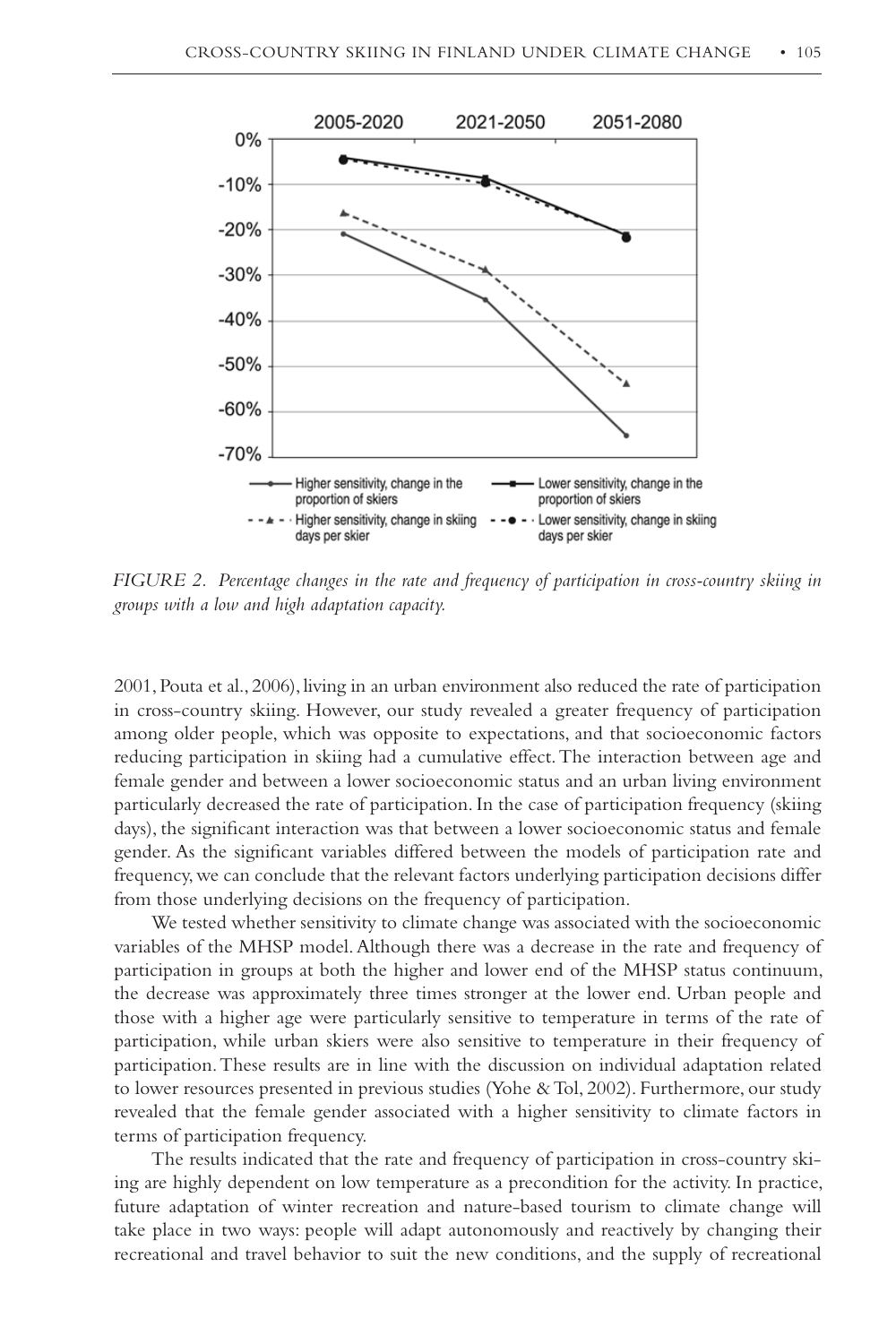2005-2020
2021-2050
2051-2080

0%
-10%
-20%
-30%
-40%
-50%
-60%
-70%

Higher sensitivity, change in the proportion of skiers
Lower sensitivity, change in the proportion of skiers
Higher sensitivity, change in skiing days per skier
Lower sensitivity, change in skiing days per skier

*FIGURE 2. Percentage changes in the rate and frequency of participation in cross-country skiing in groups with a low and high adaptation capacity.*

2001, Pouta et al., 2006), living in an urban environment also reduced the rate of participation in cross-country skiing. However, our study revealed a greater frequency of participation among older people, which was opposite to expectations, and that socioeconomic factors reducing participation in skiing had a cumulative effect. The interaction between age and female gender and between a lower socioeconomic status and an urban living environment particularly decreased the rate of participation. In the case of participation frequency (skiing days), the significant interaction was that between a lower socioeconomic status and female gender. As the significant variables differed between the models of participation rate and frequency, we can conclude that the relevant factors underlying participation decisions differ from those underlying decisions on the frequency of participation.

We tested whether sensitivity to climate change was associated with the socioeconomic variables of the MHSP model. Although there was a decrease in the rate and frequency of participation in groups at both the higher and lower end of the MHSP status continuum, the decrease was approximately three times stronger at the lower end. Urban people and those with a higher age were particularly sensitive to temperature in terms of the rate of participation, while urban skiers were also sensitive to temperature in their frequency of participation. These results are in line with the discussion on individual adaptation related to lower resources presented in previous studies (Yohe & Tol, 2002). Furthermore, our study revealed that the female gender associated with a higher sensitivity to climate factors in terms of participation frequency.

The results indicated that the rate and frequency of participation in cross-country skiing are highly dependent on low temperature as a precondition for the activity. In practice, future adaptation of winter recreation and nature-based tourism to climate change will take place in two ways: people will adapt autonomously and reactively by changing their recreational and travel behavior to suit the new conditions, and the supply of recreational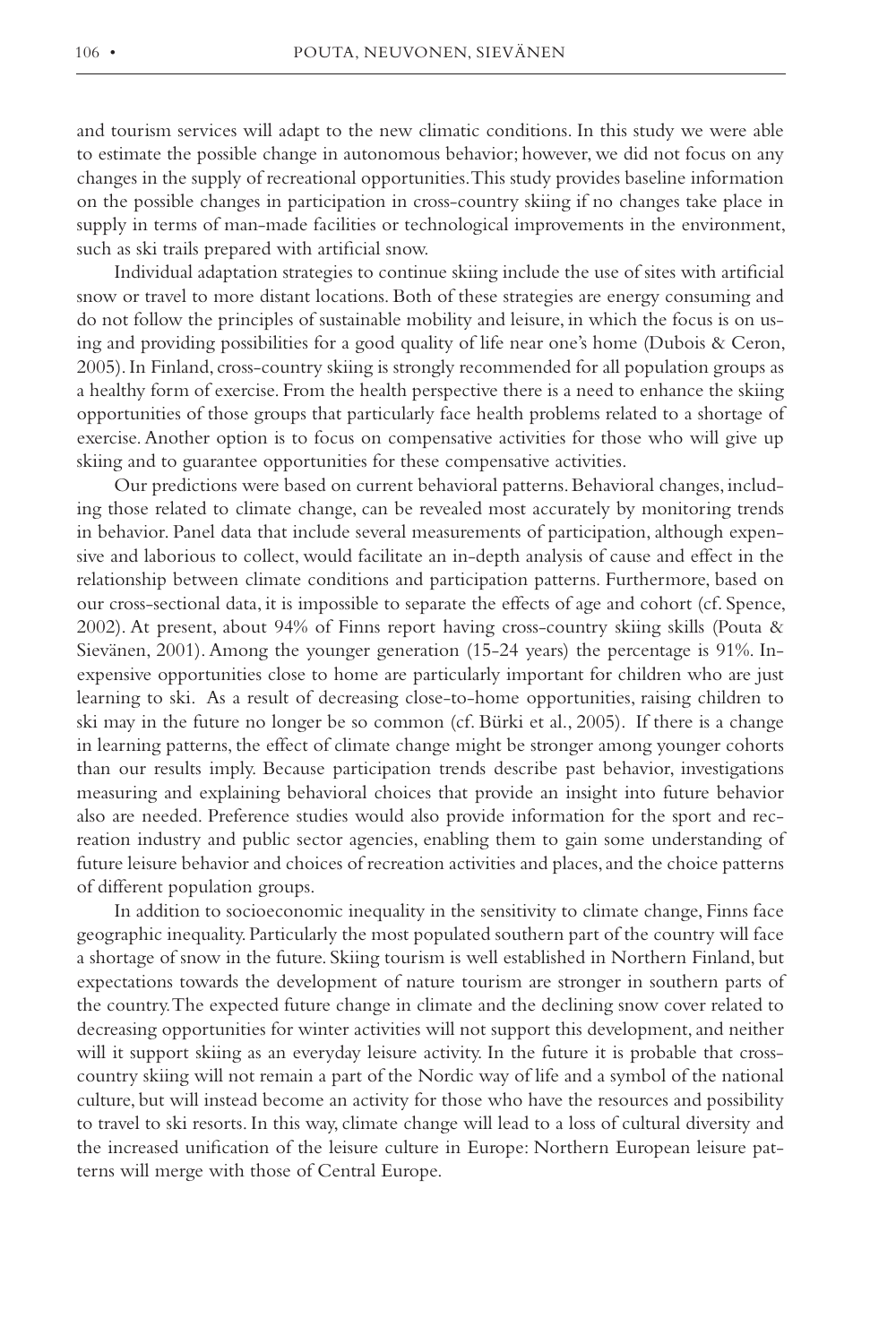and tourism services will adapt to the new climatic conditions. In this study we were able to estimate the possible change in autonomous behavior; however, we did not focus on any changes in the supply of recreational opportunities. This study provides baseline information on the possible changes in participation in cross-country skiing if no changes take place in supply in terms of man-made facilities or technological improvements in the environment, such as ski trails prepared with artificial snow.

Individual adaptation strategies to continue skiing include the use of sites with artificial snow or travel to more distant locations. Both of these strategies are energy consuming and do not follow the principles of sustainable mobility and leisure, in which the focus is on using and providing possibilities for a good quality of life near one's home (Dubois & Ceron, 2005). In Finland, cross-country skiing is strongly recommended for all population groups as a healthy form of exercise. From the health perspective there is a need to enhance the skiing opportunities of those groups that particularly face health problems related to a shortage of exercise. Another option is to focus on compensative activities for those who will give up skiing and to guarantee opportunities for these compensative activities.

Our predictions were based on current behavioral patterns. Behavioral changes, including those related to climate change, can be revealed most accurately by monitoring trends in behavior. Panel data that include several measurements of participation, although expensive and laborious to collect, would facilitate an in-depth analysis of cause and effect in the relationship between climate conditions and participation patterns. Furthermore, based on our cross-sectional data, it is impossible to separate the effects of age and cohort (cf. Spence, 2002). At present, about 94% of Finns report having cross-country skiing skills (Pouta & Sievänen, 2001). Among the younger generation (15-24 years) the percentage is 91%. Inexpensive opportunities close to home are particularly important for children who are just learning to ski. As a result of decreasing close-to-home opportunities, raising children to ski may in the future no longer be so common (cf. Bürki et al., 2005). If there is a change in learning patterns, the effect of climate change might be stronger among younger cohorts than our results imply. Because participation trends describe past behavior, investigations measuring and explaining behavioral choices that provide an insight into future behavior also are needed. Preference studies would also provide information for the sport and recreation industry and public sector agencies, enabling them to gain some understanding of future leisure behavior and choices of recreation activities and places, and the choice patterns of different population groups.

In addition to socioeconomic inequality in the sensitivity to climate change, Finns face geographic inequality. Particularly the most populated southern part of the country will face a shortage of snow in the future. Skiing tourism is well established in Northern Finland, but expectations towards the development of nature tourism are stronger in southern parts of the country. The expected future change in climate and the declining snow cover related to decreasing opportunities for winter activities will not support this development, and neither will it support skiing as an everyday leisure activity. In the future it is probable that cross-country skiing will not remain a part of the Nordic way of life and a symbol of the national culture, but will instead become an activity for those who have the resources and possibility to travel to ski resorts. In this way, climate change will lead to a loss of cultural diversity and the increased unification of the leisure culture in Europe: Northern European leisure patterns will merge with those of Central Europe.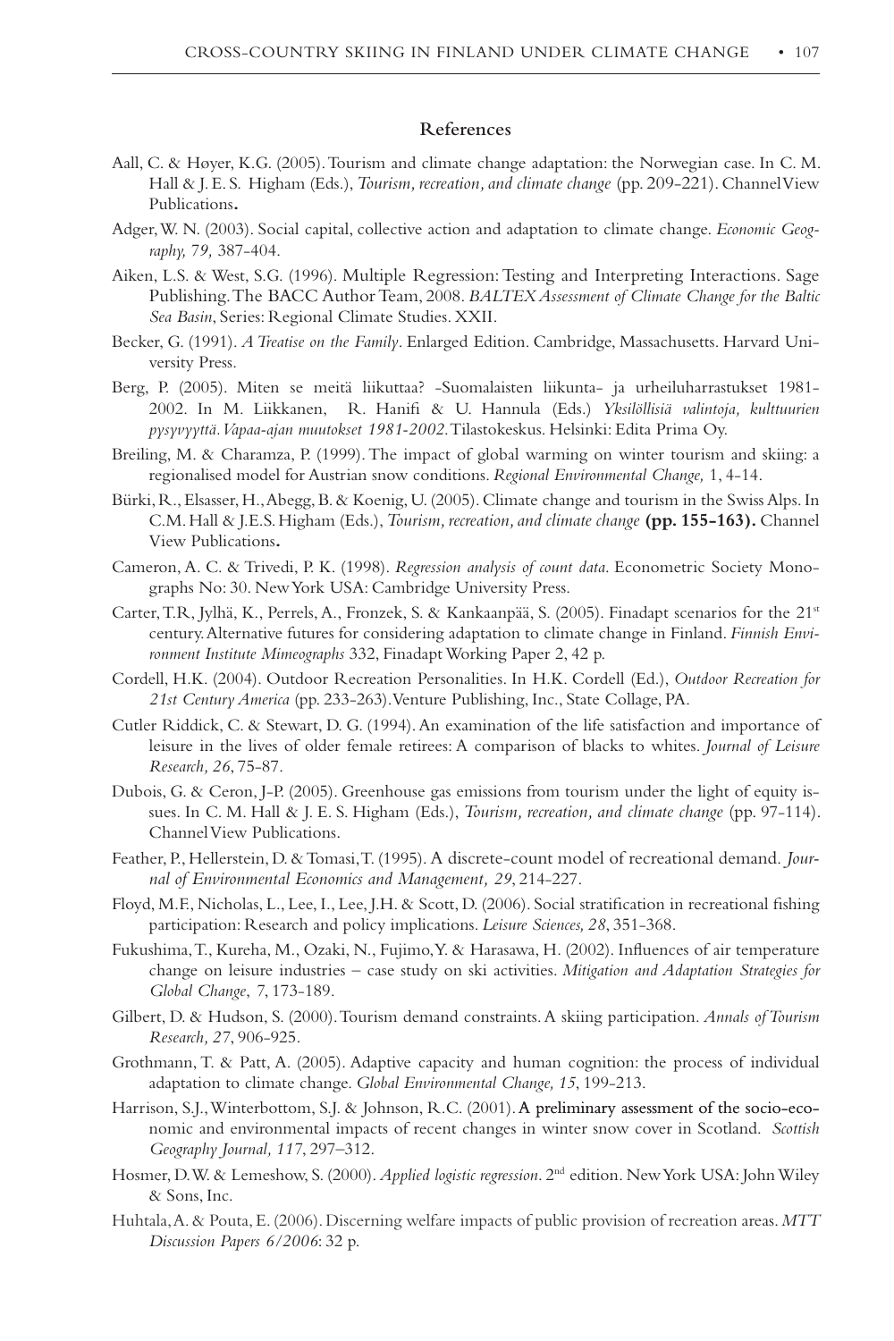## References

Aall, C. & Høyer, K.G. (2005). Tourism and climate change adaptation: the Norwegian case. In C. M. Hall & J. E. S. Higham (Eds.), *Tourism, recreation, and climate change* (pp. 209-221). Channel View Publications**.**

Adger, W. N. (2003). Social capital, collective action and adaptation to climate change. *Economic Geography, 79,* 387-404.

Aiken, L.S. & West, S.G. (1996). Multiple Regression: Testing and Interpreting Interactions. Sage Publishing. The BACC Author Team, 2008. *BALTEX Assessment of Climate Change for the Baltic Sea Basin*, Series: Regional Climate Studies. XXII.

Becker, G. (1991). *A Treatise on the Family*. Enlarged Edition. Cambridge, Massachusetts. Harvard University Press.

Berg, P. (2005). Miten se meitä liikuttaa? -Suomalaisten liikunta- ja urheiluharrastukset 1981-2002. In M. Liikkanen, R. Hanifi & U. Hannula (Eds.) *Yksilöllisiä valintoja, kulttuurien pysyvyyttä. Vapaa-ajan muutokset 1981-2002.* Tilastokeskus. Helsinki: Edita Prima Oy.

Breiling, M. & Charamza, P. (1999). The impact of global warming on winter tourism and skiing: a regionalised model for Austrian snow conditions. *Regional Environmental Change,* 1, 4-14.

Bürki, R., Elsasser, H., Abegg, B. & Koenig, U. (2005). Climate change and tourism in the Swiss Alps. In C.M. Hall & J.E.S. Higham (Eds.), *Tourism, recreation, and climate change* **(pp. 155-163).** Channel View Publications**.**

Cameron, A. C. & Trivedi, P. K. (1998). *Regression analysis of count data.* Econometric Society Monographs No: 30. New York USA: Cambridge University Press.

Carter, T.R, Jylhä, K., Perrels, A., Fronzek, S. & Kankaanpää, S. (2005). Finadapt scenarios for the 21st century. Alternative futures for considering adaptation to climate change in Finland. *Finnish Environment Institute Mimeographs* 332, Finadapt Working Paper 2, 42 p.

Cordell, H.K. (2004). Outdoor Recreation Personalities. In H.K. Cordell (Ed.), *Outdoor Recreation for 21st Century America* (pp. 233-263). Venture Publishing, Inc., State Collage, PA.

Cutler Riddick, C. & Stewart, D. G. (1994). An examination of the life satisfaction and importance of leisure in the lives of older female retirees: A comparison of blacks to whites. *Journal of Leisure Research, 26*, 75-87.

Dubois, G. & Ceron, J-P. (2005). Greenhouse gas emissions from tourism under the light of equity issues. In C. M. Hall & J. E. S. Higham (Eds.), *Tourism, recreation, and climate change* (pp. 97-114). Channel View Publications.

Feather, P., Hellerstein, D. & Tomasi, T. (1995). A discrete-count model of recreational demand. *Journal of Environmental Economics and Management, 29*, 214-227.

Floyd, M.F., Nicholas, L., Lee, I., Lee, J.H. & Scott, D. (2006). Social stratification in recreational fishing participation: Research and policy implications. *Leisure Sciences, 28*, 351-368.

Fukushima, T., Kureha, M., Ozaki, N., Fujimo, Y. & Harasawa, H. (2002). Influences of air temperature change on leisure industries – case study on ski activities. *Mitigation and Adaptation Strategies for Global Change*, 7, 173-189.

Gilbert, D. & Hudson, S. (2000). Tourism demand constraints. A skiing participation. *Annals of Tourism Research, 27*, 906-925.

Grothmann, T. & Patt, A. (2005). Adaptive capacity and human cognition: the process of individual adaptation to climate change. *Global Environmental Change, 15*, 199-213.

Harrison, S.J., Winterbottom, S.J. & Johnson, R.C. (2001). A preliminary assessment of the socio-economic and environmental impacts of recent changes in winter snow cover in Scotland. *Scottish Geography Journal, 117*, 297–312.

Hosmer, D.W. & Lemeshow, S. (2000). *Applied logistic regression*. 2nd edition. New York USA: John Wiley & Sons, Inc.

Huhtala, A. & Pouta, E. (2006). Discerning welfare impacts of public provision of recreation areas. *MTT Discussion Papers 6/2006*: 32 p.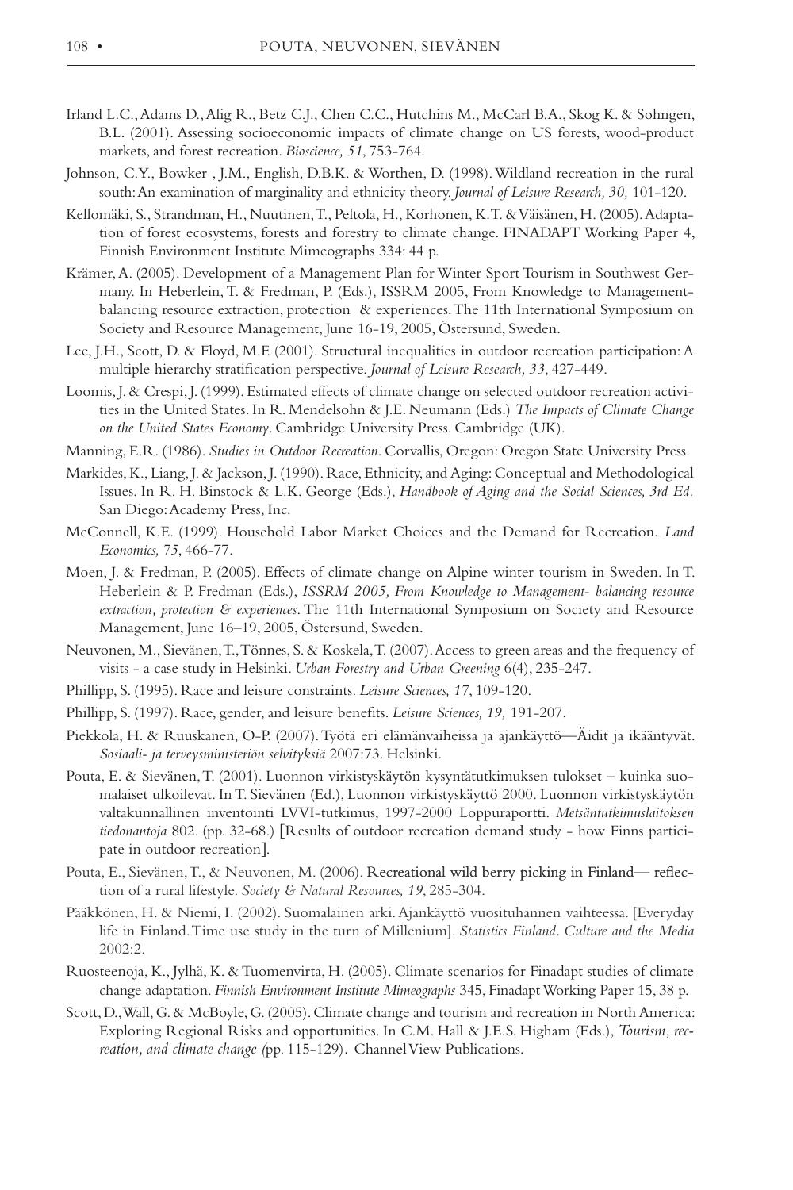Irland L.C., Adams D., Alig R., Betz C.J., Chen C.C., Hutchins M., McCarl B.A., Skog K. & Sohngen, B.L. (2001). Assessing socioeconomic impacts of climate change on US forests, wood-product markets, and forest recreation. *Bioscience, 51*, 753-764.

Johnson, C.Y., Bowker , J.M., English, D.B.K. & Worthen, D. (1998). Wildland recreation in the rural south: An examination of marginality and ethnicity theory. *Journal of Leisure Research, 30,* 101-120.

Kellomäki, S., Strandman, H., Nuutinen, T., Peltola, H., Korhonen, K.T. & Väisänen, H. (2005). Adaptation of forest ecosystems, forests and forestry to climate change. FINADAPT Working Paper 4, Finnish Environment Institute Mimeographs 334: 44 p.

Krämer, A. (2005). Development of a Management Plan for Winter Sport Tourism in Southwest Germany. In Heberlein, T. & Fredman, P. (Eds.), ISSRM 2005, From Knowledge to Management-balancing resource extraction, protection & experiences. The 11th International Symposium on Society and Resource Management, June 16-19, 2005, Östersund, Sweden.

Lee, J.H., Scott, D. & Floyd, M.F. (2001). Structural inequalities in outdoor recreation participation: A multiple hierarchy stratification perspective. *Journal of Leisure Research, 33*, 427-449.

Loomis, J. & Crespi, J. (1999). Estimated effects of climate change on selected outdoor recreation activities in the United States. In R. Mendelsohn & J.E. Neumann (Eds.) *The Impacts of Climate Change on the United States Economy*. Cambridge University Press. Cambridge (UK).

Manning, E.R. (1986). *Studies in Outdoor Recreation*. Corvallis, Oregon: Oregon State University Press.

Markides, K., Liang, J. & Jackson, J. (1990). Race, Ethnicity, and Aging: Conceptual and Methodological Issues. In R. H. Binstock & L.K. George (Eds.), *Handbook of Aging and the Social Sciences, 3rd Ed.* San Diego: Academy Press, Inc.

McConnell, K.E. (1999). Household Labor Market Choices and the Demand for Recreation. *Land Economics, 75*, 466-77.

Moen, J. & Fredman, P. (2005). Effects of climate change on Alpine winter tourism in Sweden. In T. Heberlein & P. Fredman (Eds.), *ISSRM 2005, From Knowledge to Management- balancing resource extraction, protection & experiences*. The 11th International Symposium on Society and Resource Management, June 16–19, 2005, Östersund, Sweden.

Neuvonen, M., Sievänen, T., Tönnes, S. & Koskela, T. (2007). Access to green areas and the frequency of visits - a case study in Helsinki. *Urban Forestry and Urban Greening* 6(4), 235-247.

Phillipp, S. (1995). Race and leisure constraints. *Leisure Sciences, 17*, 109-120.

Phillipp, S. (1997). Race, gender, and leisure benefits. *Leisure Sciences, 19,* 191-207.

Piekkola, H. & Ruuskanen, O-P. (2007). Työtä eri elämänvaiheissa ja ajankäyttö—Äidit ja ikääntyvät. *Sosiaali- ja terveysministeriön selvityksiä* 2007:73. Helsinki.

Pouta, E. & Sievänen, T. (2001). Luonnon virkistyskäytön kysyntätutkimuksen tulokset – kuinka suomalaiset ulkoilevat. In T. Sievänen (Ed.), Luonnon virkistyskäyttö 2000. Luonnon virkistyskäytön valtakunnallinen inventointi LVVI-tutkimus, 1997-2000 Loppuraportti. *Metsäntutkimuslaitoksen tiedonantoja* 802. (pp. 32-68.) [Results of outdoor recreation demand study - how Finns participate in outdoor recreation].

Pouta, E., Sievänen, T., & Neuvonen, M. (2006). Recreational wild berry picking in Finland— reflection of a rural lifestyle. *Society & Natural Resources, 19*, 285-304.

Pääkkönen, H. & Niemi, I. (2002). Suomalainen arki. Ajankäyttö vuosituhannen vaihteessa. [Everyday life in Finland. Time use study in the turn of Millenium]. *Statistics Finland. Culture and the Media* 2002:2.

Ruosteenoja, K., Jylhä, K. & Tuomenvirta, H. (2005). Climate scenarios for Finadapt studies of climate change adaptation. *Finnish Environment Institute Mimeographs* 345, Finadapt Working Paper 15, 38 p.

Scott, D., Wall, G. & McBoyle, G. (2005). Climate change and tourism and recreation in North America: Exploring Regional Risks and opportunities. In C.M. Hall & J.E.S. Higham (Eds.), *Tourism, recreation, and climate change (*pp. 115-129). Channel View Publications.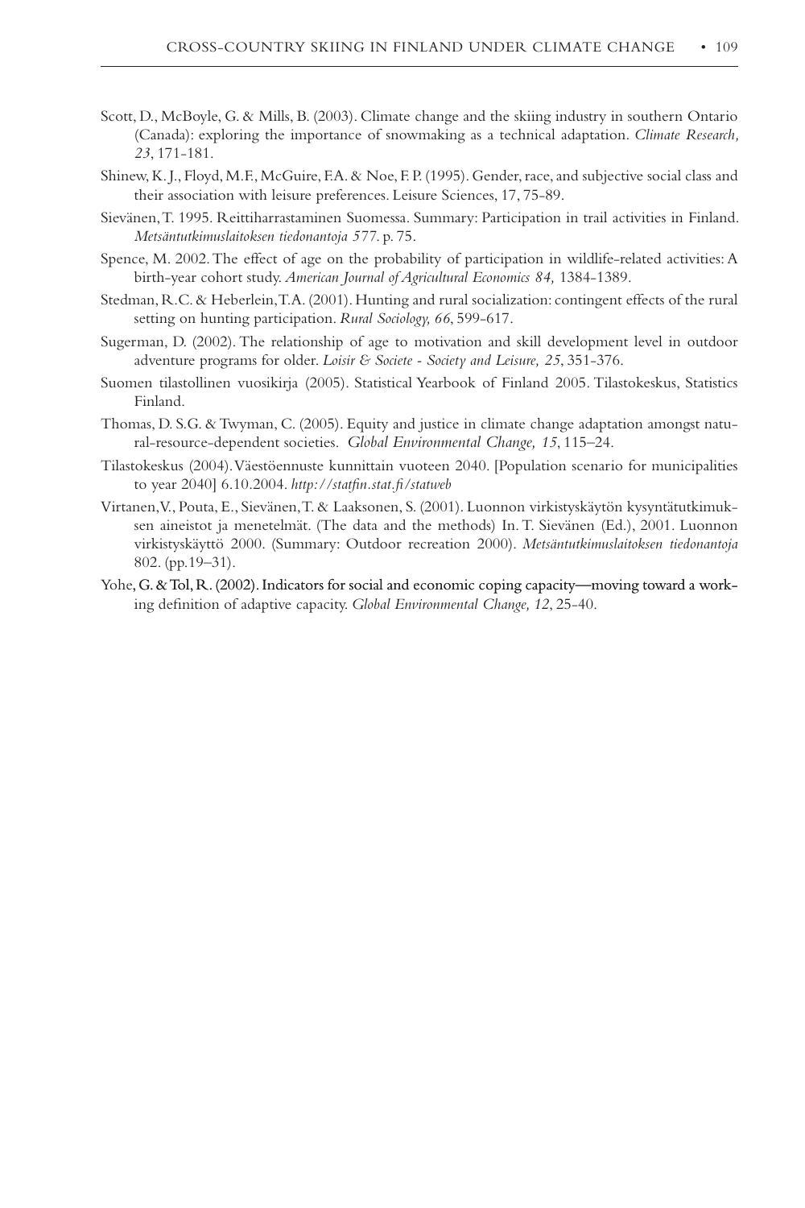Scott, D., McBoyle, G. & Mills, B. (2003). Climate change and the skiing industry in southern Ontario (Canada): exploring the importance of snowmaking as a technical adaptation. *Climate Research, 23*, 171-181.

Shinew, K. J., Floyd, M.F., McGuire, F.A. & Noe, F. P. (1995). Gender, race, and subjective social class and their association with leisure preferences. Leisure Sciences, 17, 75-89.

Sievänen, T. 1995. Reittiharrastaminen Suomessa. Summary: Participation in trail activities in Finland. *Metsäntutkimuslaitoksen tiedonantoja* 577. p. 75.

Spence, M. 2002. The effect of age on the probability of participation in wildlife-related activities: A birth-year cohort study. *American Journal of Agricultural Economics 84,* 1384-1389.

Stedman, R.C. & Heberlein, T.A. (2001). Hunting and rural socialization: contingent effects of the rural setting on hunting participation. *Rural Sociology, 66*, 599-617.

Sugerman, D. (2002). The relationship of age to motivation and skill development level in outdoor adventure programs for older. *Loisir & Societe - Society and Leisure, 25*, 351-376.

Suomen tilastollinen vuosikirja (2005). Statistical Yearbook of Finland 2005. Tilastokeskus, Statistics Finland.

Thomas, D. S.G. & Twyman, C. (2005). Equity and justice in climate change adaptation amongst natural-resource-dependent societies. *Global Environmental Change, 15*, 115–24.

Tilastokeskus (2004). Väestöennuste kunnittain vuoteen 2040. [Population scenario for municipalities to year 2040] 6.10.2004. *http://statfin.stat.fi/statweb*

Virtanen, V., Pouta, E., Sievänen, T. & Laaksonen, S. (2001). Luonnon virkistyskäytön kysyntätutkimuksen aineistot ja menetelmät. (The data and the methods) In. T. Sievänen (Ed.), 2001. Luonnon virkistyskäyttö 2000. (Summary: Outdoor recreation 2000). *Metsäntutkimuslaitoksen tiedonantoja* 802. (pp.19–31).

Yohe, G. & Tol, R. (2002). Indicators for social and economic coping capacity—moving toward a working definition of adaptive capacity. *Global Environmental Change, 12*, 25-40.